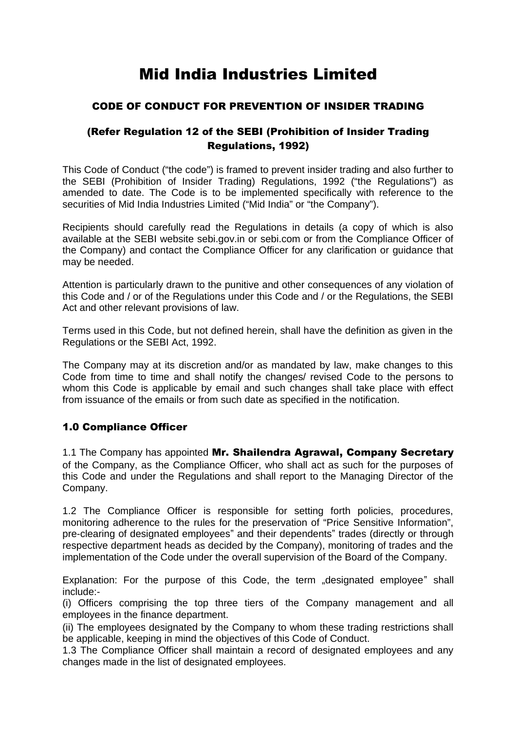# Mid India Industries Limited

### CODE OF CONDUCT FOR PREVENTION OF INSIDER TRADING

### (Refer Regulation 12 of the SEBI (Prohibition of Insider Trading Regulations, 1992)

This Code of Conduct ("the code") is framed to prevent insider trading and also further to the SEBI (Prohibition of Insider Trading) Regulations, 1992 ("the Regulations") as amended to date. The Code is to be implemented specifically with reference to the securities of Mid India Industries Limited ("Mid India" or "the Company").

Recipients should carefully read the Regulations in details (a copy of which is also available at the SEBI website sebi.gov.in or sebi.com or from the Compliance Officer of the Company) and contact the Compliance Officer for any clarification or guidance that may be needed.

Attention is particularly drawn to the punitive and other consequences of any violation of this Code and / or of the Regulations under this Code and / or the Regulations, the SEBI Act and other relevant provisions of law.

Terms used in this Code, but not defined herein, shall have the definition as given in the Regulations or the SEBI Act, 1992.

The Company may at its discretion and/or as mandated by law, make changes to this Code from time to time and shall notify the changes/ revised Code to the persons to whom this Code is applicable by email and such changes shall take place with effect from issuance of the emails or from such date as specified in the notification.

### 1.0 Compliance Officer

1.1 The Company has appointed **Mr. Shailendra Agrawal, Company Secretary** of the Company, as the Compliance Officer, who shall act as such for the purposes of this Code and under the Regulations and shall report to the Managing Director of the Company.

1.2 The Compliance Officer is responsible for setting forth policies, procedures, monitoring adherence to the rules for the preservation of "Price Sensitive Information", pre-clearing of designated employees" and their dependents" trades (directly or through respective department heads as decided by the Company), monitoring of trades and the implementation of the Code under the overall supervision of the Board of the Company.

Explanation: For the purpose of this Code, the term „designated employee" shall include:-
(i) Officers comprising the top three tiers of the Company management and all employees in the finance department.
(ii) The employees designated by the Company to whom these trading restrictions shall be applicable, keeping in mind the objectives of this Code of Conduct.

1.3 The Compliance Officer shall maintain a record of designated employees and any changes made in the list of designated employees.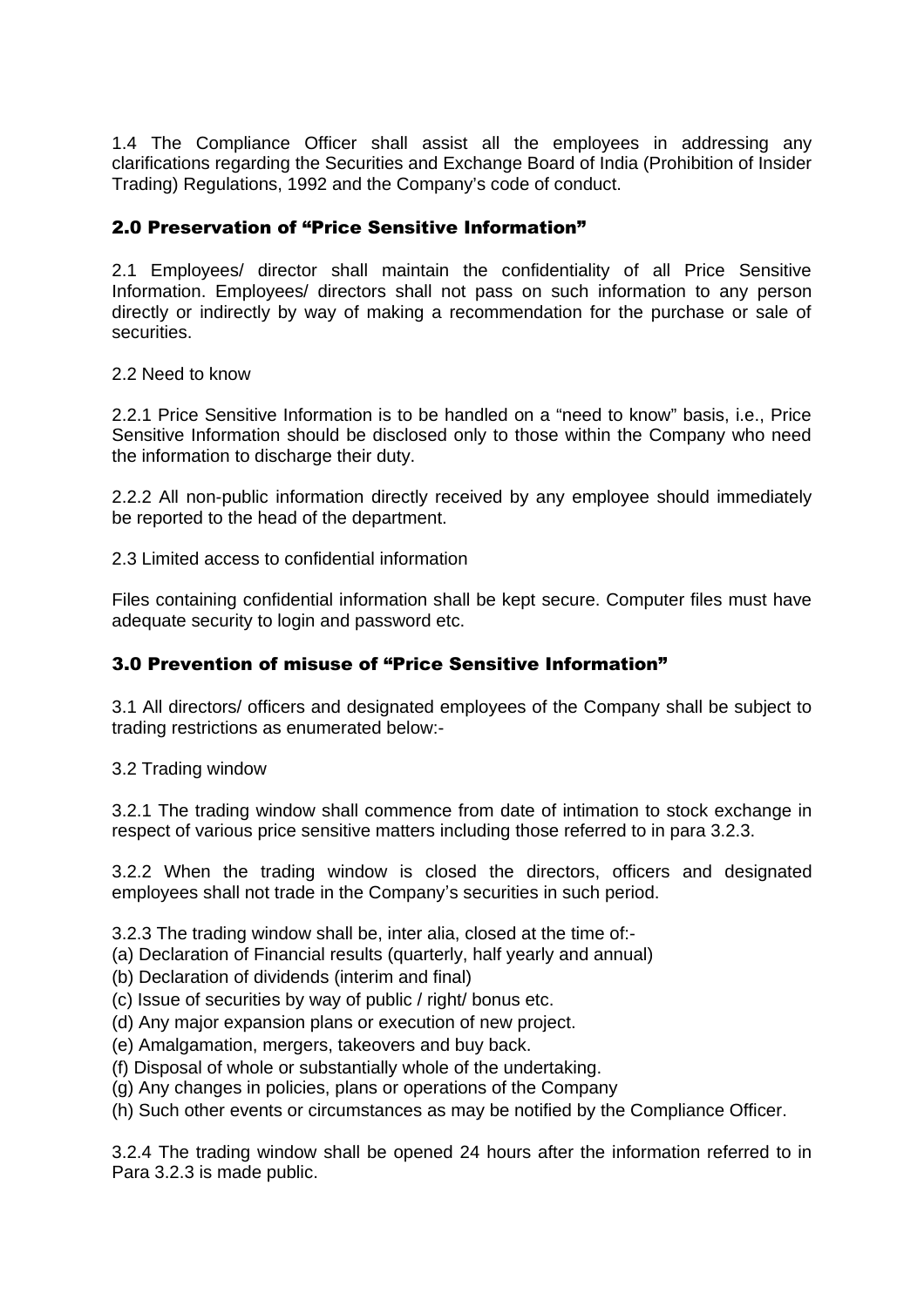1.4 The Compliance Officer shall assist all the employees in addressing any clarifications regarding the Securities and Exchange Board of India (Prohibition of Insider Trading) Regulations, 1992 and the Company's code of conduct.

## 2.0 Preservation of "Price Sensitive Information"

2.1 Employees/ director shall maintain the confidentiality of all Price Sensitive Information. Employees/ directors shall not pass on such information to any person directly or indirectly by way of making a recommendation for the purchase or sale of securities.

2.2 Need to know

2.2.1 Price Sensitive Information is to be handled on a "need to know" basis, i.e., Price Sensitive Information should be disclosed only to those within the Company who need the information to discharge their duty.

2.2.2 All non-public information directly received by any employee should immediately be reported to the head of the department.

2.3 Limited access to confidential information

Files containing confidential information shall be kept secure. Computer files must have adequate security to login and password etc.

## 3.0 Prevention of misuse of "Price Sensitive Information"

3.1 All directors/ officers and designated employees of the Company shall be subject to trading restrictions as enumerated below:-

3.2 Trading window

3.2.1 The trading window shall commence from date of intimation to stock exchange in respect of various price sensitive matters including those referred to in para 3.2.3.

3.2.2 When the trading window is closed the directors, officers and designated employees shall not trade in the Company's securities in such period.

3.2.3 The trading window shall be, inter alia, closed at the time of:-
(a) Declaration of Financial results (quarterly, half yearly and annual)
(b) Declaration of dividends (interim and final)
(c) Issue of securities by way of public / right/ bonus etc.
(d) Any major expansion plans or execution of new project.
(e) Amalgamation, mergers, takeovers and buy back.
(f) Disposal of whole or substantially whole of the undertaking.
(g) Any changes in policies, plans or operations of the Company
(h) Such other events or circumstances as may be notified by the Compliance Officer.

3.2.4 The trading window shall be opened 24 hours after the information referred to in Para 3.2.3 is made public.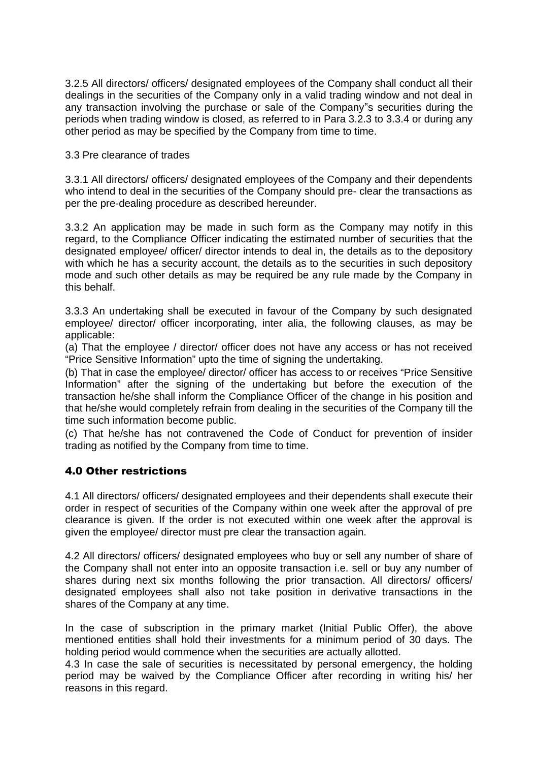3.2.5 All directors/ officers/ designated employees of the Company shall conduct all their dealings in the securities of the Company only in a valid trading window and not deal in any transaction involving the purchase or sale of the Company"s securities during the periods when trading window is closed, as referred to in Para 3.2.3 to 3.3.4 or during any other period as may be specified by the Company from time to time.

3.3 Pre clearance of trades

3.3.1 All directors/ officers/ designated employees of the Company and their dependents who intend to deal in the securities of the Company should pre- clear the transactions as per the pre-dealing procedure as described hereunder.

3.3.2 An application may be made in such form as the Company may notify in this regard, to the Compliance Officer indicating the estimated number of securities that the designated employee/ officer/ director intends to deal in, the details as to the depository with which he has a security account, the details as to the securities in such depository mode and such other details as may be required be any rule made by the Company in this behalf.

3.3.3 An undertaking shall be executed in favour of the Company by such designated employee/ director/ officer incorporating, inter alia, the following clauses, as may be applicable:

(a) That the employee / director/ officer does not have any access or has not received "Price Sensitive Information" upto the time of signing the undertaking.

(b) That in case the employee/ director/ officer has access to or receives "Price Sensitive Information" after the signing of the undertaking but before the execution of the transaction he/she shall inform the Compliance Officer of the change in his position and that he/she would completely refrain from dealing in the securities of the Company till the time such information become public.

(c) That he/she has not contravened the Code of Conduct for prevention of insider trading as notified by the Company from time to time.

## 4.0 Other restrictions

4.1 All directors/ officers/ designated employees and their dependents shall execute their order in respect of securities of the Company within one week after the approval of pre clearance is given. If the order is not executed within one week after the approval is given the employee/ director must pre clear the transaction again.

4.2 All directors/ officers/ designated employees who buy or sell any number of share of the Company shall not enter into an opposite transaction i.e. sell or buy any number of shares during next six months following the prior transaction. All directors/ officers/ designated employees shall also not take position in derivative transactions in the shares of the Company at any time.

In the case of subscription in the primary market (Initial Public Offer), the above mentioned entities shall hold their investments for a minimum period of 30 days. The holding period would commence when the securities are actually allotted.

4.3 In case the sale of securities is necessitated by personal emergency, the holding period may be waived by the Compliance Officer after recording in writing his/ her reasons in this regard.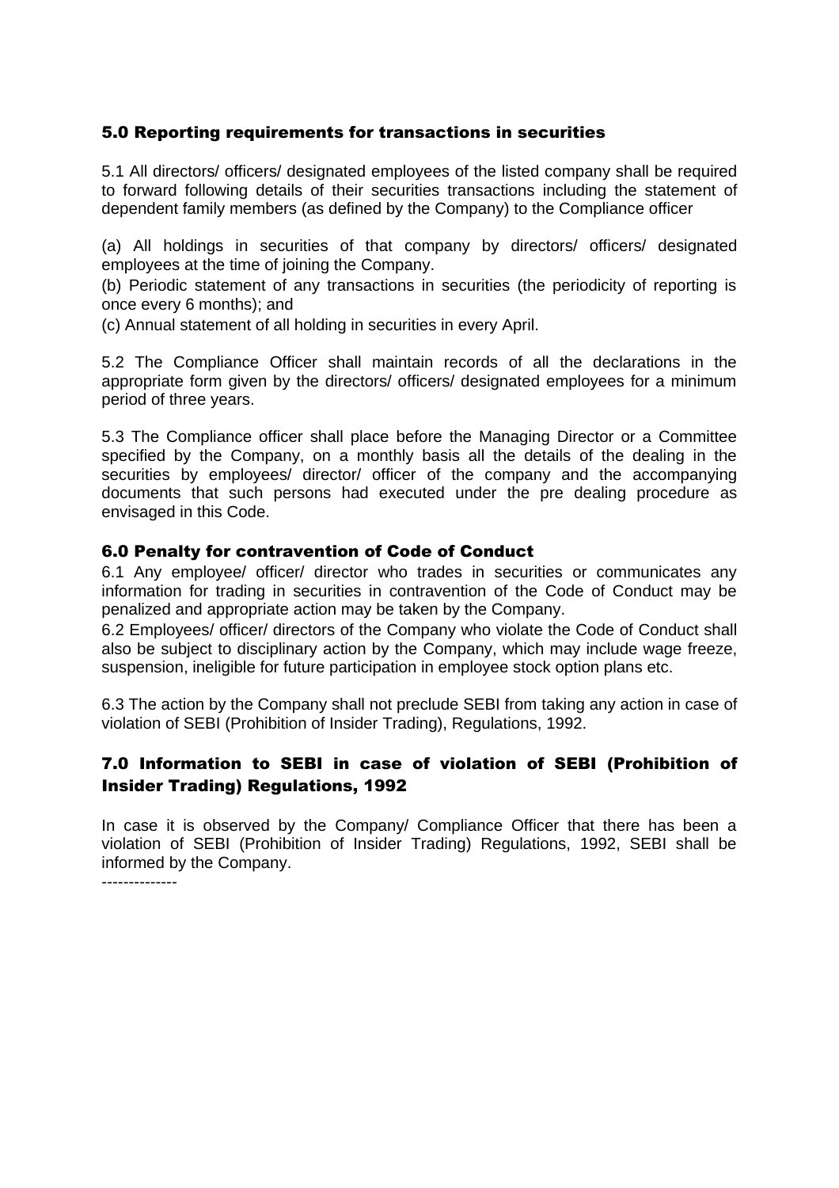## 5.0 Reporting requirements for transactions in securities

5.1 All directors/ officers/ designated employees of the listed company shall be required to forward following details of their securities transactions including the statement of dependent family members (as defined by the Company) to the Compliance officer

(a) All holdings in securities of that company by directors/ officers/ designated employees at the time of joining the Company.
(b) Periodic statement of any transactions in securities (the periodicity of reporting is once every 6 months); and
(c) Annual statement of all holding in securities in every April.

5.2 The Compliance Officer shall maintain records of all the declarations in the appropriate form given by the directors/ officers/ designated employees for a minimum period of three years.

5.3 The Compliance officer shall place before the Managing Director or a Committee specified by the Company, on a monthly basis all the details of the dealing in the securities by employees/ director/ officer of the company and the accompanying documents that such persons had executed under the pre dealing procedure as envisaged in this Code.

## 6.0 Penalty for contravention of Code of Conduct

6.1 Any employee/ officer/ director who trades in securities or communicates any information for trading in securities in contravention of the Code of Conduct may be penalized and appropriate action may be taken by the Company.
6.2 Employees/ officer/ directors of the Company who violate the Code of Conduct shall also be subject to disciplinary action by the Company, which may include wage freeze, suspension, ineligible for future participation in employee stock option plans etc.

6.3 The action by the Company shall not preclude SEBI from taking any action in case of violation of SEBI (Prohibition of Insider Trading), Regulations, 1992.

## 7.0 Information to SEBI in case of violation of SEBI (Prohibition of Insider Trading) Regulations, 1992

In case it is observed by the Company/ Compliance Officer that there has been a violation of SEBI (Prohibition of Insider Trading) Regulations, 1992, SEBI shall be informed by the Company.

--------------